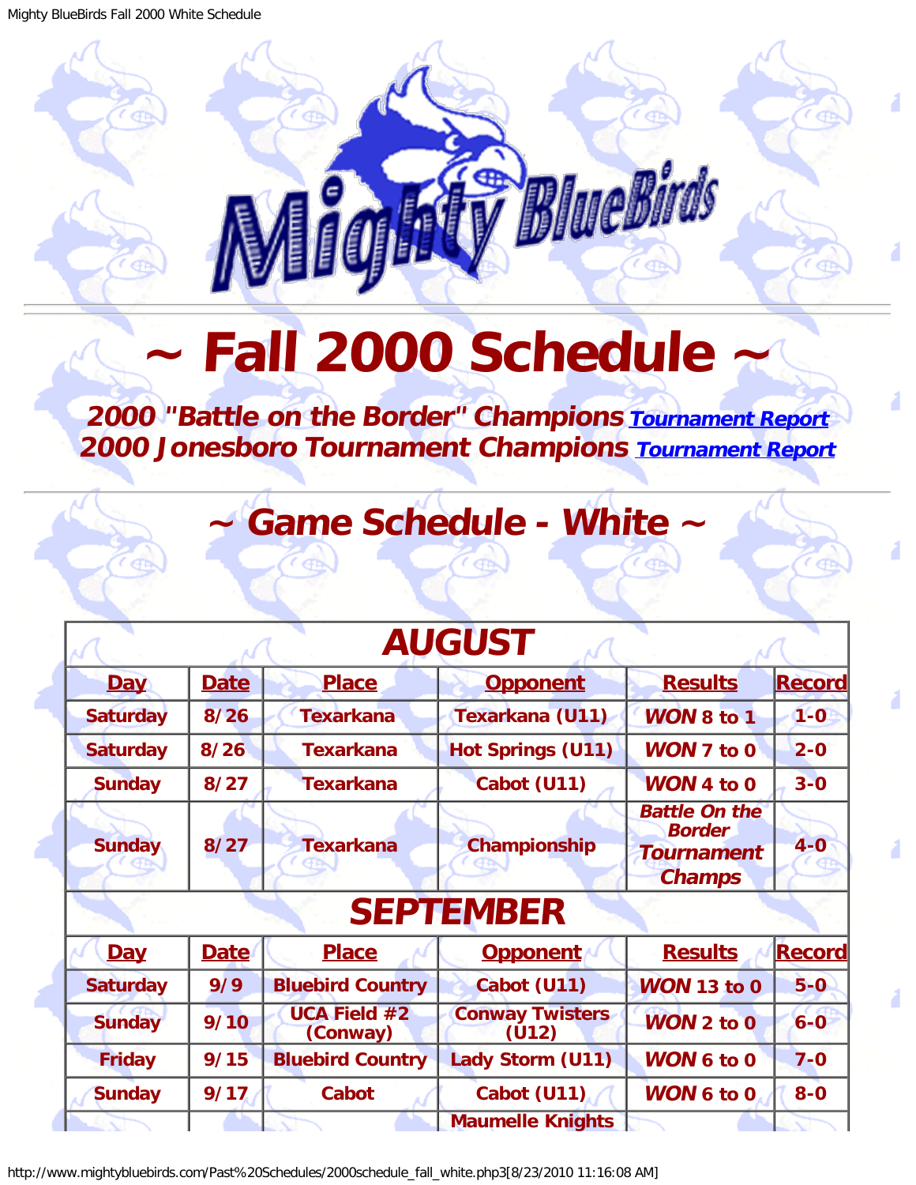# ~ Fall 2000 Schedule ~

***2000 "Battle on the Border" Champions*** [Tournament Report]()
***2000 Jonesboro Tournament Champions*** [Tournament Report]()

## ~ Game Schedule - White ~

| AUGUST | | | | | |
|---|---|---|---|---|---|
| **Day** | **Date** | **Place** | **Opponent** | **Results** | **Record** |
| Saturday | 8/26 | Texarkana | Texarkana (U11) | ***WON*** 8 to 1 | 1-0 |
| Saturday | 8/26 | Texarkana | Hot Springs (U11) | ***WON*** 7 to 0 | 2-0 |
| Sunday | 8/27 | Texarkana | Cabot (U11) | ***WON*** 4 to 0 | 3-0 |
| Sunday | 8/27 | Texarkana | Championship | ***Battle On the Border Tournament Champs*** | 4-0 |
| **SEPTEMBER** | | | | | |
| **Day** | **Date** | **Place** | **Opponent** | **Results** | **Record** |
| Saturday | 9/9 | Bluebird Country | Cabot (U11) | ***WON*** 13 to 0 | 5-0 |
| Sunday | 9/10 | UCA Field #2 (Conway) | Conway Twisters (U12) | ***WON*** 2 to 0 | 6-0 |
| Friday | 9/15 | Bluebird Country | Lady Storm (U11) | ***WON*** 6 to 0 | 7-0 |
| Sunday | 9/17 | Cabot | Cabot (U11) | ***WON*** 6 to 0 | 8-0 |
| | | | Maumelle Knights | | |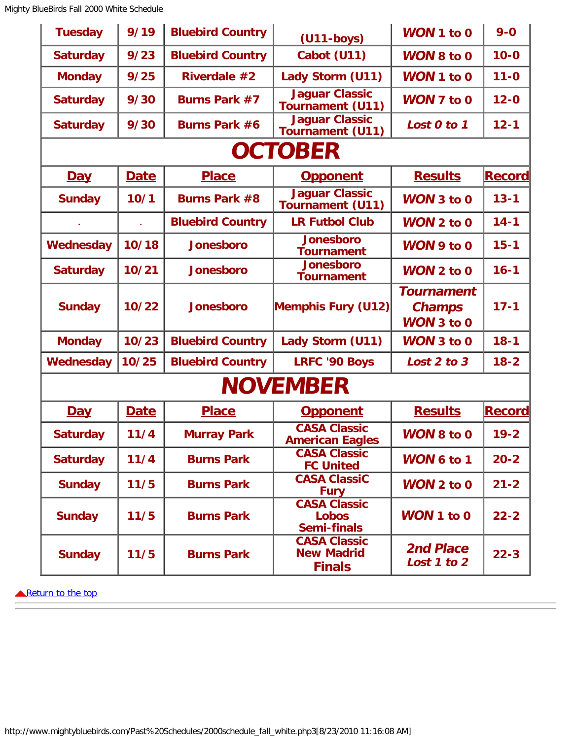| | | | | | |
|---|---|---|---|---|---|
| Tuesday | 9/19 | Bluebird Country | (U11-boys) | *WON* 1 to 0 | 9-0 |
| Saturday | 9/23 | Bluebird Country | Cabot (U11) | *WON* 8 to 0 | 10-0 |
| Monday | 9/25 | Riverdale #2 | Lady Storm (U11) | *WON* 1 to 0 | 11-0 |
| Saturday | 9/30 | Burns Park #7 | Jaguar Classic Tournament (U11) | *WON* 7 to 0 | 12-0 |
| Saturday | 9/30 | Burns Park #6 | Jaguar Classic Tournament (U11) | *Lost 0 to 1* | 12-1 |

# OCTOBER

| Day | Date | Place | Opponent | Results | Record |
|---|---|---|---|---|---|
| Sunday | 10/1 | Burns Park #8 | Jaguar Classic Tournament (U11) | *WON* 3 to 0 | 13-1 |
| . | . | Bluebird Country | LR Futbol Club | *WON* 2 to 0 | 14-1 |
| Wednesday | 10/18 | Jonesboro | Jonesboro Tournament | *WON* 9 to 0 | 15-1 |
| Saturday | 10/21 | Jonesboro | Jonesboro Tournament | *WON* 2 to 0 | 16-1 |
| Sunday | 10/22 | Jonesboro | Memphis Fury (U12) | *Tournament Champs* *WON* 3 to 0 | 17-1 |
| Monday | 10/23 | Bluebird Country | Lady Storm (U11) | *WON* 3 to 0 | 18-1 |
| Wednesday | 10/25 | Bluebird Country | LRFC '90 Boys | *Lost 2 to 3* | 18-2 |

# NOVEMBER

| Day | Date | Place | Opponent | Results | Record |
|---|---|---|---|---|---|
| Saturday | 11/4 | Murray Park | CASA Classic American Eagles | *WON* 8 to 0 | 19-2 |
| Saturday | 11/4 | Burns Park | CASA Classic FC United | *WON* 6 to 1 | 20-2 |
| Sunday | 11/5 | Burns Park | CASA ClassiC Fury | *WON* 2 to 0 | 21-2 |
| Sunday | 11/5 | Burns Park | CASA Classic Lobos Semi-finals | *WON* 1 to 0 | 22-2 |
| Sunday | 11/5 | Burns Park | CASA Classic New Madrid Finals | *2nd Place* *Lost 1 to 2* | 22-3 |

Return to the top